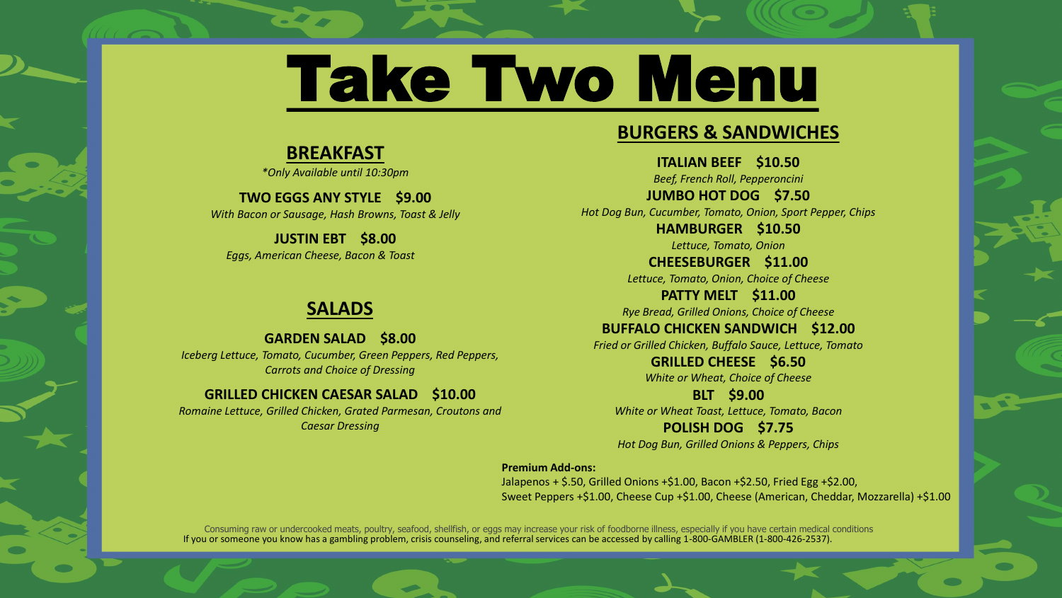# Take Two Menu

## BREAKFAST

*\*Only Available until 10:30pm*

**TWO EGGS ANY STYLE $9.00**
*With Bacon or Sausage, Hash Browns, Toast & Jelly*

**JUSTIN EBT $8.00**
*Eggs, American Cheese, Bacon & Toast*

## SALADS

**GARDEN SALAD $8.00**
*Iceberg Lettuce, Tomato, Cucumber, Green Peppers, Red Peppers, Carrots and Choice of Dressing*

**GRILLED CHICKEN CAESAR SALAD $10.00**
*Romaine Lettuce, Grilled Chicken, Grated Parmesan, Croutons and Caesar Dressing*

## BURGERS & SANDWICHES

**ITALIAN BEEF $10.50**
*Beef, French Roll, Pepperoncini*

**JUMBO HOT DOG $7.50**
*Hot Dog Bun, Cucumber, Tomato, Onion, Sport Pepper, Chips*

**HAMBURGER $10.50**
*Lettuce, Tomato, Onion*

**CHEESEBURGER $11.00**
*Lettuce, Tomato, Onion, Choice of Cheese*

**PATTY MELT $11.00**
*Rye Bread, Grilled Onions, Choice of Cheese*

**BUFFALO CHICKEN SANDWICH $12.00**
*Fried or Grilled Chicken, Buffalo Sauce, Lettuce, Tomato*

**GRILLED CHEESE $6.50**
*White or Wheat, Choice of Cheese*

**BLT $9.00**
*White or Wheat Toast, Lettuce, Tomato, Bacon*

**POLISH DOG $7.75**
*Hot Dog Bun, Grilled Onions & Peppers, Chips*

**Premium Add-ons:**
Jalapenos + $.50, Grilled Onions +$1.00, Bacon +$2.50, Fried Egg +$2.00,
Sweet Peppers +$1.00, Cheese Cup +$1.00, Cheese (American, Cheddar, Mozzarella) +$1.00

Consuming raw or undercooked meats, poultry, seafood, shellfish, or eggs may increase your risk of foodborne illness, especially if you have certain medical conditions
If you or someone you know has a gambling problem, crisis counseling, and referral services can be accessed by calling 1-800-GAMBLER (1-800-426-2537).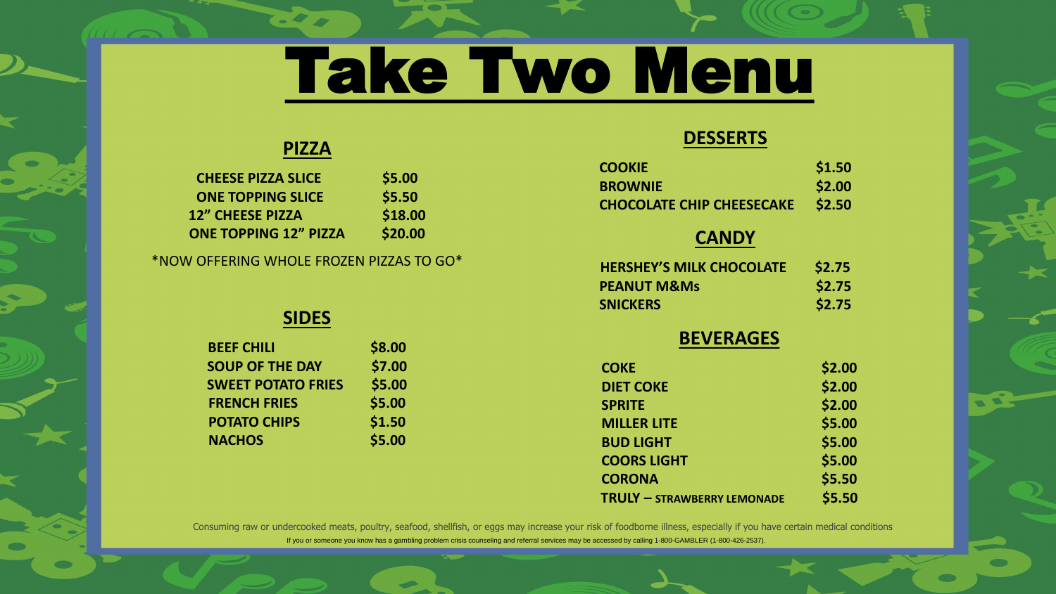# Take Two Menu

## PIZZA

| | |
|---|---|
| **CHEESE PIZZA SLICE** | **$5.00** |
| **ONE TOPPING SLICE** | **$5.50** |
| **12" CHEESE PIZZA** | **$18.00** |
| **ONE TOPPING 12" PIZZA** | **$20.00** |

*NOW OFFERING WHOLE FROZEN PIZZAS TO GO*

## SIDES

| | |
|---|---|
| **BEEF CHILI** | **$8.00** |
| **SOUP OF THE DAY** | **$7.00** |
| **SWEET POTATO FRIES** | **$5.00** |
| **FRENCH FRIES** | **$5.00** |
| **POTATO CHIPS** | **$1.50** |
| **NACHOS** | **$5.00** |

## DESSERTS

| | |
|---|---|
| **COOKIE** | **$1.50** |
| **BROWNIE** | **$2.00** |
| **CHOCOLATE CHIP CHEESECAKE** | **$2.50** |

## CANDY

| | |
|---|---|
| **HERSHEY'S MILK CHOCOLATE** | **$2.75** |
| **PEANUT M&Ms** | **$2.75** |
| **SNICKERS** | **$2.75** |

## BEVERAGES

| | |
|---|---|
| **COKE** | **$2.00** |
| **DIET COKE** | **$2.00** |
| **SPRITE** | **$2.00** |
| **MILLER LITE** | **$5.00** |
| **BUD LIGHT** | **$5.00** |
| **COORS LIGHT** | **$5.00** |
| **CORONA** | **$5.50** |
| **TRULY – STRAWBERRY LEMONADE** | **$5.50** |

Consuming raw or undercooked meats, poultry, seafood, shellfish, or eggs may increase your risk of foodborne illness, especially if you have certain medical conditions

If you or someone you know has a gambling problem crisis counseling and referral services may be accessed by calling 1-800-GAMBLER (1-800-426-2537).